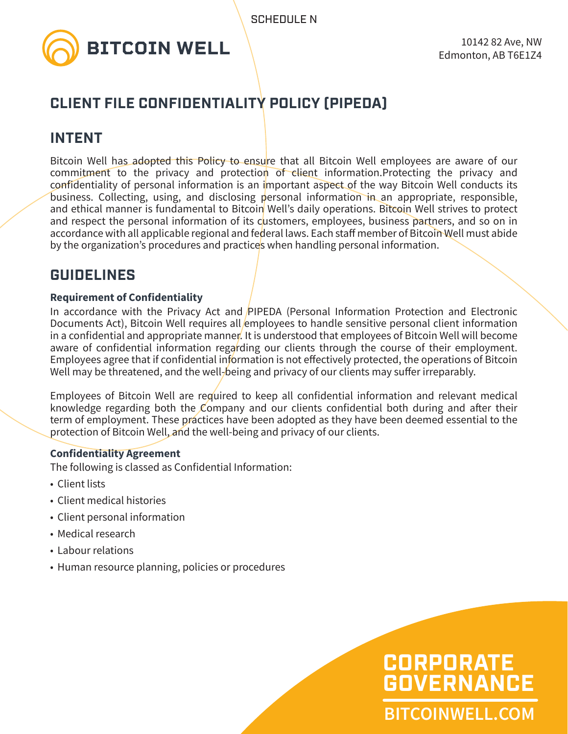SCHEDULE N

BITCOIN WELL

10142 82 Ave, NW
Edmonton, AB T6E1Z4

# CLIENT FILE CONFIDENTIALITY POLICY (PIPEDA)

## INTENT

Bitcoin Well has adopted this Policy to ensure that all Bitcoin Well employees are aware of our commitment to the privacy and protection of client information.Protecting the privacy and confidentiality of personal information is an important aspect of the way Bitcoin Well conducts its business. Collecting, using, and disclosing personal information in an appropriate, responsible, and ethical manner is fundamental to Bitcoin Well's daily operations. Bitcoin Well strives to protect and respect the personal information of its customers, employees, business partners, and so on in accordance with all applicable regional and federal laws. Each staff member of Bitcoin Well must abide by the organization's procedures and practices when handling personal information.

## GUIDELINES

**Requirement of Confidentiality**

In accordance with the Privacy Act and PIPEDA (Personal Information Protection and Electronic Documents Act), Bitcoin Well requires all employees to handle sensitive personal client information in a confidential and appropriate manner. It is understood that employees of Bitcoin Well will become aware of confidential information regarding our clients through the course of their employment. Employees agree that if confidential information is not effectively protected, the operations of Bitcoin Well may be threatened, and the well-being and privacy of our clients may suffer irreparably.

Employees of Bitcoin Well are required to keep all confidential information and relevant medical knowledge regarding both the Company and our clients confidential both during and after their term of employment. These practices have been adopted as they have been deemed essential to the protection of Bitcoin Well, and the well-being and privacy of our clients.

**Confidentiality Agreement**

The following is classed as Confidential Information:

- Client lists
- Client medical histories
- Client personal information
- Medical research
- Labour relations
- Human resource planning, policies or procedures

CORPORATE GOVERNANCE

BITCOINWELL.COM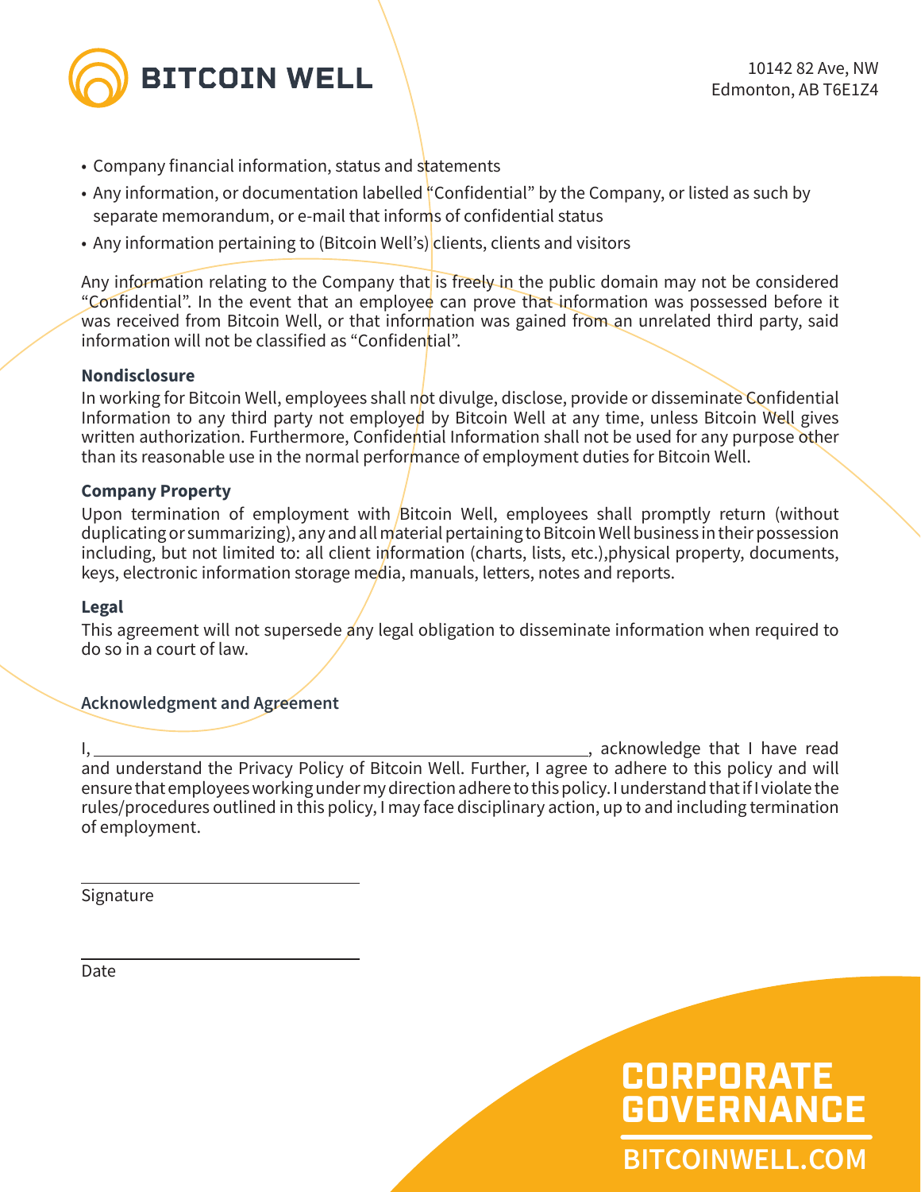- Company financial information, status and statements
- Any information, or documentation labelled "Confidential" by the Company, or listed as such by separate memorandum, or e-mail that informs of confidential status
- Any information pertaining to (Bitcoin Well's) clients, clients and visitors

Any information relating to the Company that is freely in the public domain may not be considered "Confidential". In the event that an employee can prove that information was possessed before it was received from Bitcoin Well, or that information was gained from an unrelated third party, said information will not be classified as "Confidential".

### Nondisclosure

In working for Bitcoin Well, employees shall not divulge, disclose, provide or disseminate Confidential Information to any third party not employed by Bitcoin Well at any time, unless Bitcoin Well gives written authorization. Furthermore, Confidential Information shall not be used for any purpose other than its reasonable use in the normal performance of employment duties for Bitcoin Well.

### Company Property

Upon termination of employment with Bitcoin Well, employees shall promptly return (without duplicating or summarizing), any and all material pertaining to Bitcoin Well business in their possession including, but not limited to: all client information (charts, lists, etc.),physical property, documents, keys, electronic information storage media, manuals, letters, notes and reports.

### Legal

This agreement will not supersede any legal obligation to disseminate information when required to do so in a court of law.

### Acknowledgment and Agreement

I, ______________________________________________, acknowledge that I have read and understand the Privacy Policy of Bitcoin Well. Further, I agree to adhere to this policy and will ensure that employees working under my direction adhere to this policy. I understand that if I violate the rules/procedures outlined in this policy, I may face disciplinary action, up to and including termination of employment.

______________________________
Signature

______________________________
Date